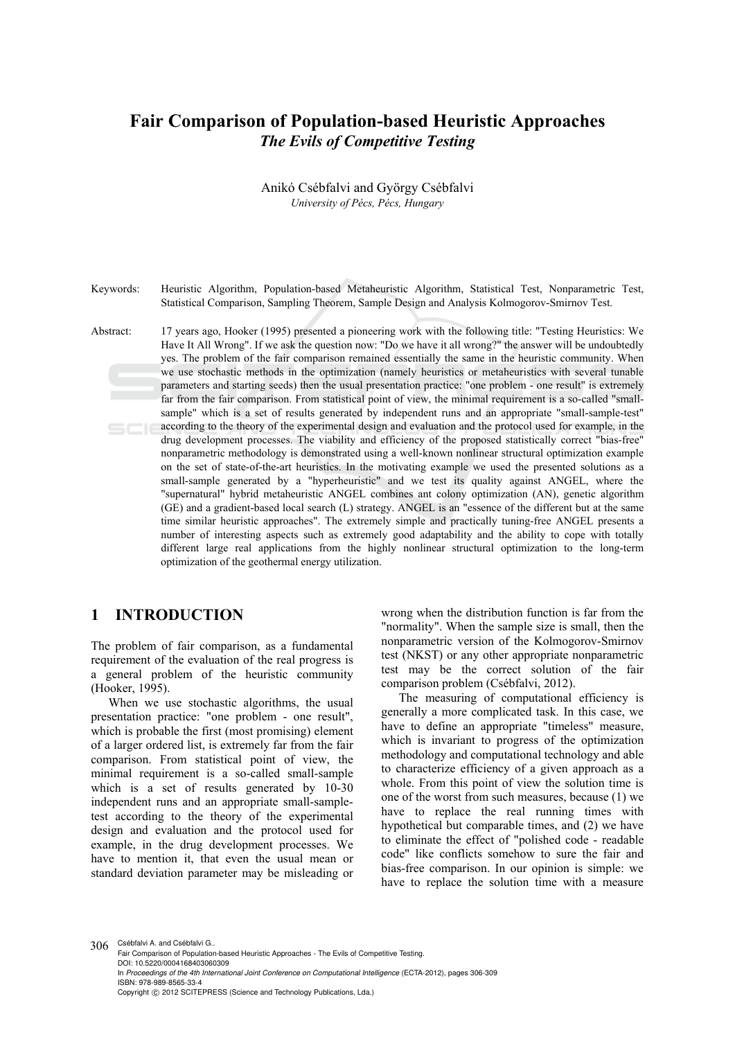# Fair Comparison of Population-based Heuristic Approaches

## *The Evils of Competitive Testing*

Anikó Csébfalvi and György Csébfalvi

*University of Pécs, Pécs, Hungary*

Keywords: Heuristic Algorithm, Population-based Metaheuristic Algorithm, Statistical Test, Nonparametric Test, Statistical Comparison, Sampling Theorem, Sample Design and Analysis Kolmogorov-Smirnov Test.

Abstract: 17 years ago, Hooker (1995) presented a pioneering work with the following title: "Testing Heuristics: We Have It All Wrong". If we ask the question now: "Do we have it all wrong?" the answer will be undoubtedly yes. The problem of the fair comparison remained essentially the same in the heuristic community. When we use stochastic methods in the optimization (namely heuristics or metaheuristics with several tunable parameters and starting seeds) then the usual presentation practice: "one problem - one result" is extremely far from the fair comparison. From statistical point of view, the minimal requirement is a so-called "small-sample" which is a set of results generated by independent runs and an appropriate "small-sample-test" according to the theory of the experimental design and evaluation and the protocol used for example, in the drug development processes. The viability and efficiency of the proposed statistically correct "bias-free" nonparametric methodology is demonstrated using a well-known nonlinear structural optimization example on the set of state-of-the-art heuristics. In the motivating example we used the presented solutions as a small-sample generated by a "hyperheuristic" and we test its quality against ANGEL, where the "supernatural" hybrid metaheuristic ANGEL combines ant colony optimization (AN), genetic algorithm (GE) and a gradient-based local search (L) strategy. ANGEL is an "essence of the different but at the same time similar heuristic approaches". The extremely simple and practically tuning-free ANGEL presents a number of interesting aspects such as extremely good adaptability and the ability to cope with totally different large real applications from the highly nonlinear structural optimization to the long-term optimization of the geothermal energy utilization.

## 1 INTRODUCTION

The problem of fair comparison, as a fundamental requirement of the evaluation of the real progress is a general problem of the heuristic community (Hooker, 1995).

When we use stochastic algorithms, the usual presentation practice: "one problem - one result", which is probable the first (most promising) element of a larger ordered list, is extremely far from the fair comparison. From statistical point of view, the minimal requirement is a so-called small-sample which is a set of results generated by 10-30 independent runs and an appropriate small-sample-test according to the theory of the experimental design and evaluation and the protocol used for example, in the drug development processes. We have to mention it, that even the usual mean or standard deviation parameter may be misleading or wrong when the distribution function is far from the "normality". When the sample size is small, then the nonparametric version of the Kolmogorov-Smirnov test (NKST) or any other appropriate nonparametric test may be the correct solution of the fair comparison problem (Csébfalvi, 2012).

The measuring of computational efficiency is generally a more complicated task. In this case, we have to define an appropriate "timeless" measure, which is invariant to progress of the optimization methodology and computational technology and able to characterize efficiency of a given approach as a whole. From this point of view the solution time is one of the worst from such measures, because (1) we have to replace the real running times with hypothetical but comparable times, and (2) we have to eliminate the effect of "polished code - readable code" like conflicts somehow to sure the fair and bias-free comparison. In our opinion is simple: we have to replace the solution time with a measure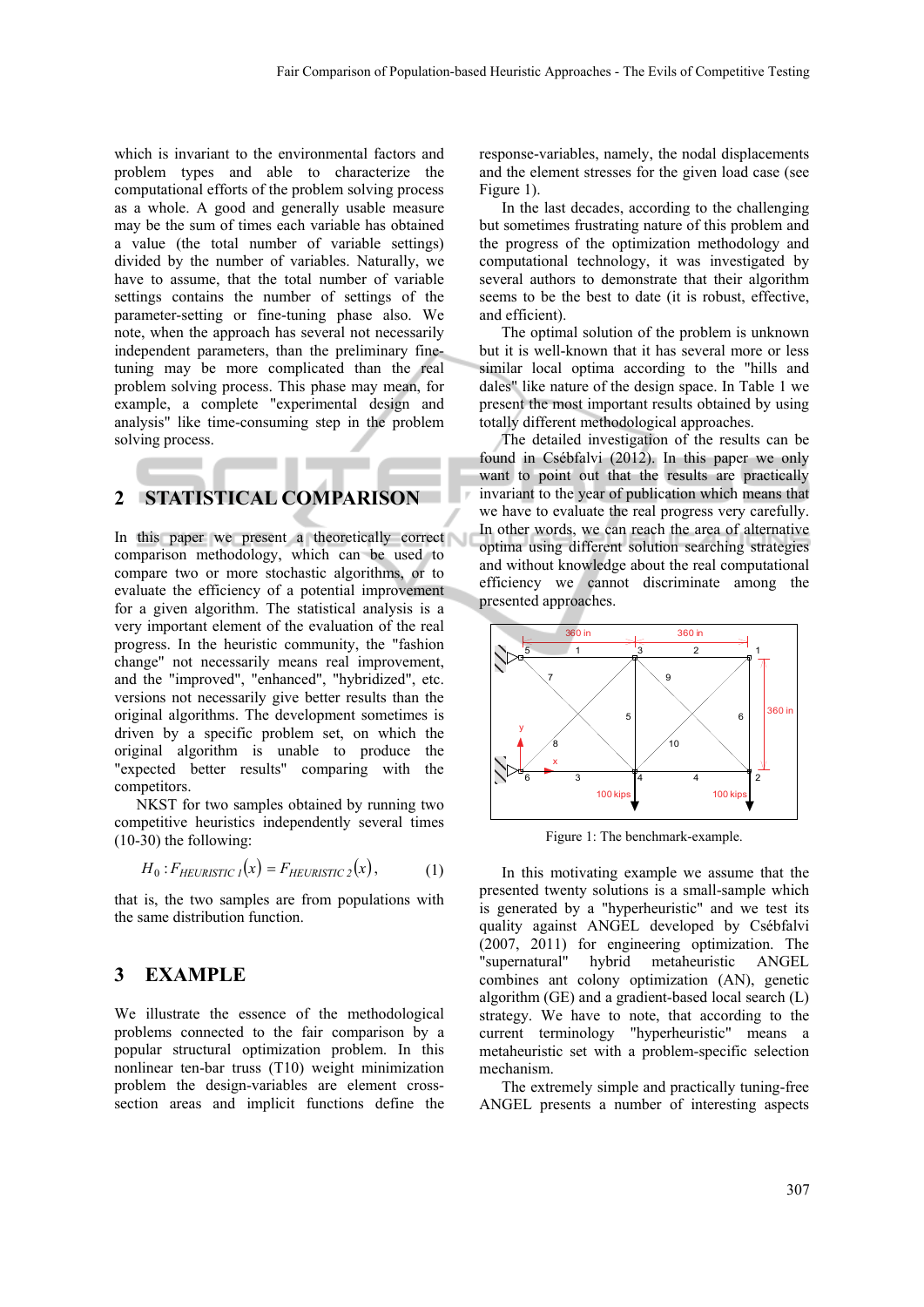which is invariant to the environmental factors and problem types and able to characterize the computational efforts of the problem solving process as a whole. A good and generally usable measure may be the sum of times each variable has obtained a value (the total number of variable settings) divided by the number of variables. Naturally, we have to assume, that the total number of variable settings contains the number of settings of the parameter-setting or fine-tuning phase also. We note, when the approach has several not necessarily independent parameters, than the preliminary fine-tuning may be more complicated than the real problem solving process. This phase may mean, for example, a complete "experimental design and analysis" like time-consuming step in the problem solving process.

## 2 STATISTICAL COMPARISON

In this paper we present a theoretically correct comparison methodology, which can be used to compare two or more stochastic algorithms, or to evaluate the efficiency of a potential improvement for a given algorithm. The statistical analysis is a very important element of the evaluation of the real progress. In the heuristic community, the "fashion change" not necessarily means real improvement, and the "improved", "enhanced", "hybridized", etc. versions not necessarily give better results than the original algorithms. The development sometimes is driven by a specific problem set, on which the original algorithm is unable to produce the "expected better results" comparing with the competitors.

NKST for two samples obtained by running two competitive heuristics independently several times (10-30) the following:

$$H_0 : F_{HEURISTIC\ 1}(x) = F_{HEURISTIC\ 2}(x), \qquad (1)$$

that is, the two samples are from populations with the same distribution function.

## 3 EXAMPLE

We illustrate the essence of the methodological problems connected to the fair comparison by a popular structural optimization problem. In this nonlinear ten-bar truss (T10) weight minimization problem the design-variables are element cross-section areas and implicit functions define the response-variables, namely, the nodal displacements and the element stresses for the given load case (see Figure 1).

In the last decades, according to the challenging but sometimes frustrating nature of this problem and the progress of the optimization methodology and computational technology, it was investigated by several authors to demonstrate that their algorithm seems to be the best to date (it is robust, effective, and efficient).

The optimal solution of the problem is unknown but it is well-known that it has several more or less similar local optima according to the "hills and dales" like nature of the design space. In Table 1 we present the most important results obtained by using totally different methodological approaches.

The detailed investigation of the results can be found in Csébfalvi (2012). In this paper we only want to point out that the results are practically invariant to the year of publication which means that we have to evaluate the real progress very carefully. In other words, we can reach the area of alternative optima using different solution searching strategies and without knowledge about the real computational efficiency we cannot discriminate among the presented approaches.

Figure 1: The benchmark-example.

In this motivating example we assume that the presented twenty solutions is a small-sample which is generated by a "hyperheuristic" and we test its quality against ANGEL developed by Csébfalvi (2007, 2011) for engineering optimization. The "supernatural" hybrid metaheuristic ANGEL combines ant colony optimization (AN), genetic algorithm (GE) and a gradient-based local search (L) strategy. We have to note, that according to the current terminology "hyperheuristic" means a metaheuristic set with a problem-specific selection mechanism.

The extremely simple and practically tuning-free ANGEL presents a number of interesting aspects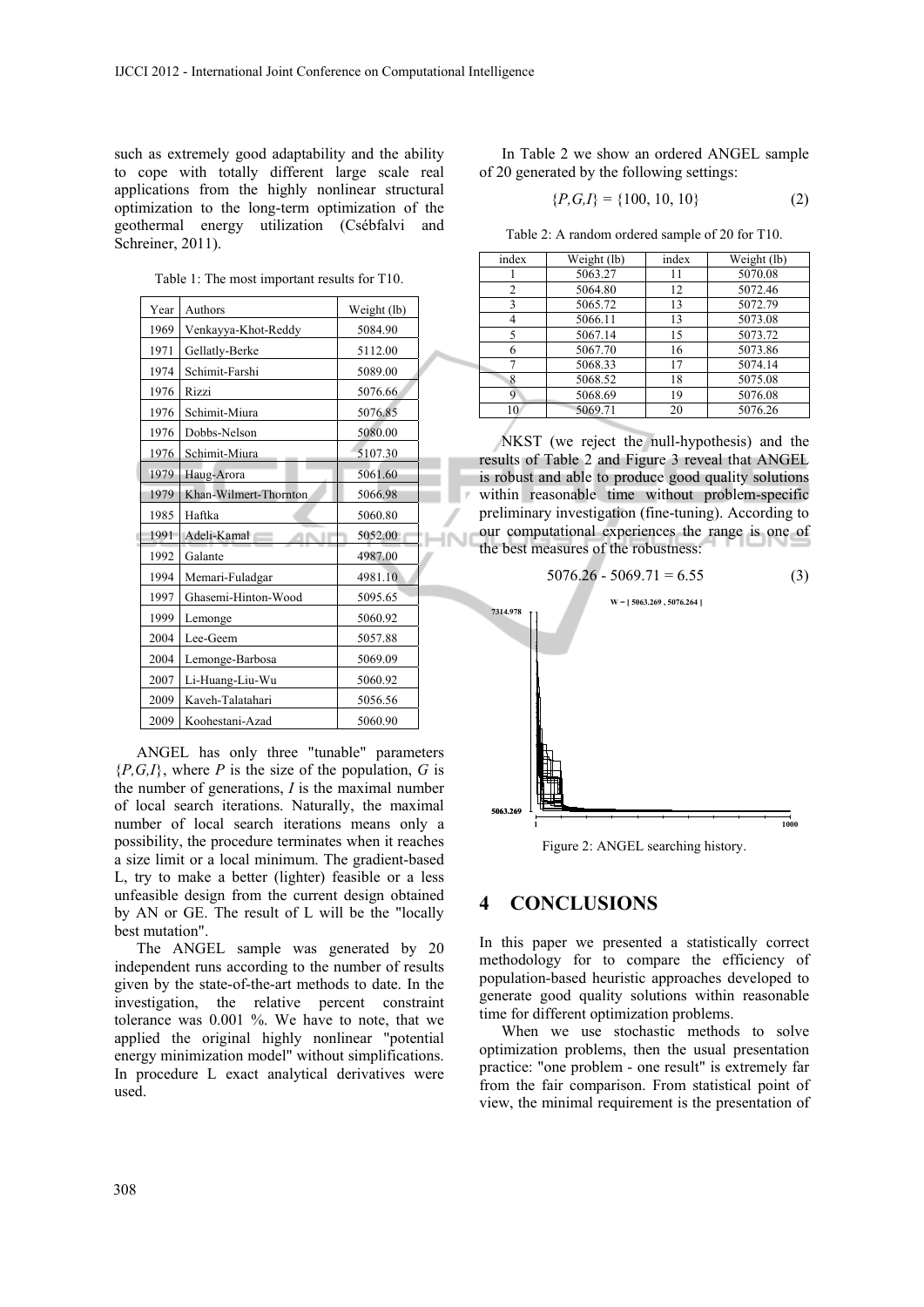such as extremely good adaptability and the ability to cope with totally different large scale real applications from the highly nonlinear structural optimization to the long-term optimization of the geothermal energy utilization (Csébfalvi and Schreiner, 2011).

Table 1: The most important results for T10.

| Year | Authors | Weight (lb) |
|---|---|---|
| 1969 | Venkayya-Khot-Reddy | 5084.90 |
| 1971 | Gellatly-Berke | 5112.00 |
| 1974 | Schimit-Farshi | 5089.00 |
| 1976 | Rizzi | 5076.66 |
| 1976 | Schimit-Miura | 5076.85 |
| 1976 | Dobbs-Nelson | 5080.00 |
| 1976 | Schimit-Miura | 5107.30 |
| 1979 | Haug-Arora | 5061.60 |
| 1979 | Khan-Wilmert-Thornton | 5066.98 |
| 1985 | Haftka | 5060.80 |
| 1991 | Adeli-Kamal | 5052.00 |
| 1992 | Galante | 4987.00 |
| 1994 | Memari-Fuladgar | 4981.10 |
| 1997 | Ghasemi-Hinton-Wood | 5095.65 |
| 1999 | Lemonge | 5060.92 |
| 2004 | Lee-Geem | 5057.88 |
| 2004 | Lemonge-Barbosa | 5069.09 |
| 2007 | Li-Huang-Liu-Wu | 5060.92 |
| 2009 | Kaveh-Talatahari | 5056.56 |
| 2009 | Koohestani-Azad | 5060.90 |

ANGEL has only three "tunable" parameters $\{P,G,I\}$, where $P$ is the size of the population, $G$ is the number of generations, $I$ is the maximal number of local search iterations. Naturally, the maximal number of local search iterations means only a possibility, the procedure terminates when it reaches a size limit or a local minimum. The gradient-based L, try to make a better (lighter) feasible or a less unfeasible design from the current design obtained by AN or GE. The result of L will be the "locally best mutation".

The ANGEL sample was generated by 20 independent runs according to the number of results given by the state-of-the-art methods to date. In the investigation, the relative percent constraint tolerance was 0.001 %. We have to note, that we applied the original highly nonlinear "potential energy minimization model" without simplifications. In procedure L exact analytical derivatives were used.

In Table 2 we show an ordered ANGEL sample of 20 generated by the following settings:

$$\{P,G,I\} = \{100, 10, 10\} \tag{2}$$

Table 2: A random ordered sample of 20 for T10.

| index | Weight (lb) | index | Weight (lb) |
|---|---|---|---|
| 1 | 5063.27 | 11 | 5070.08 |
| 2 | 5064.80 | 12 | 5072.46 |
| 3 | 5065.72 | 13 | 5072.79 |
| 4 | 5066.11 | 13 | 5073.08 |
| 5 | 5067.14 | 15 | 5073.72 |
| 6 | 5067.70 | 16 | 5073.86 |
| 7 | 5068.33 | 17 | 5074.14 |
| 8 | 5068.52 | 18 | 5075.08 |
| 9 | 5068.69 | 19 | 5076.08 |
| 10 | 5069.71 | 20 | 5076.26 |

NKST (we reject the null-hypothesis) and the results of Table 2 and Figure 3 reveal that ANGEL is robust and able to produce good quality solutions within reasonable time without problem-specific preliminary investigation (fine-tuning). According to our computational experiences the range is one of the best measures of the robustness:

$$5076.26 - 5069.71 = 6.55 \tag{3}$$

Figure 2: ANGEL searching history.

## 4 CONCLUSIONS

In this paper we presented a statistically correct methodology for to compare the efficiency of population-based heuristic approaches developed to generate good quality solutions within reasonable time for different optimization problems.

When we use stochastic methods to solve optimization problems, then the usual presentation practice: "one problem - one result" is extremely far from the fair comparison. From statistical point of view, the minimal requirement is the presentation of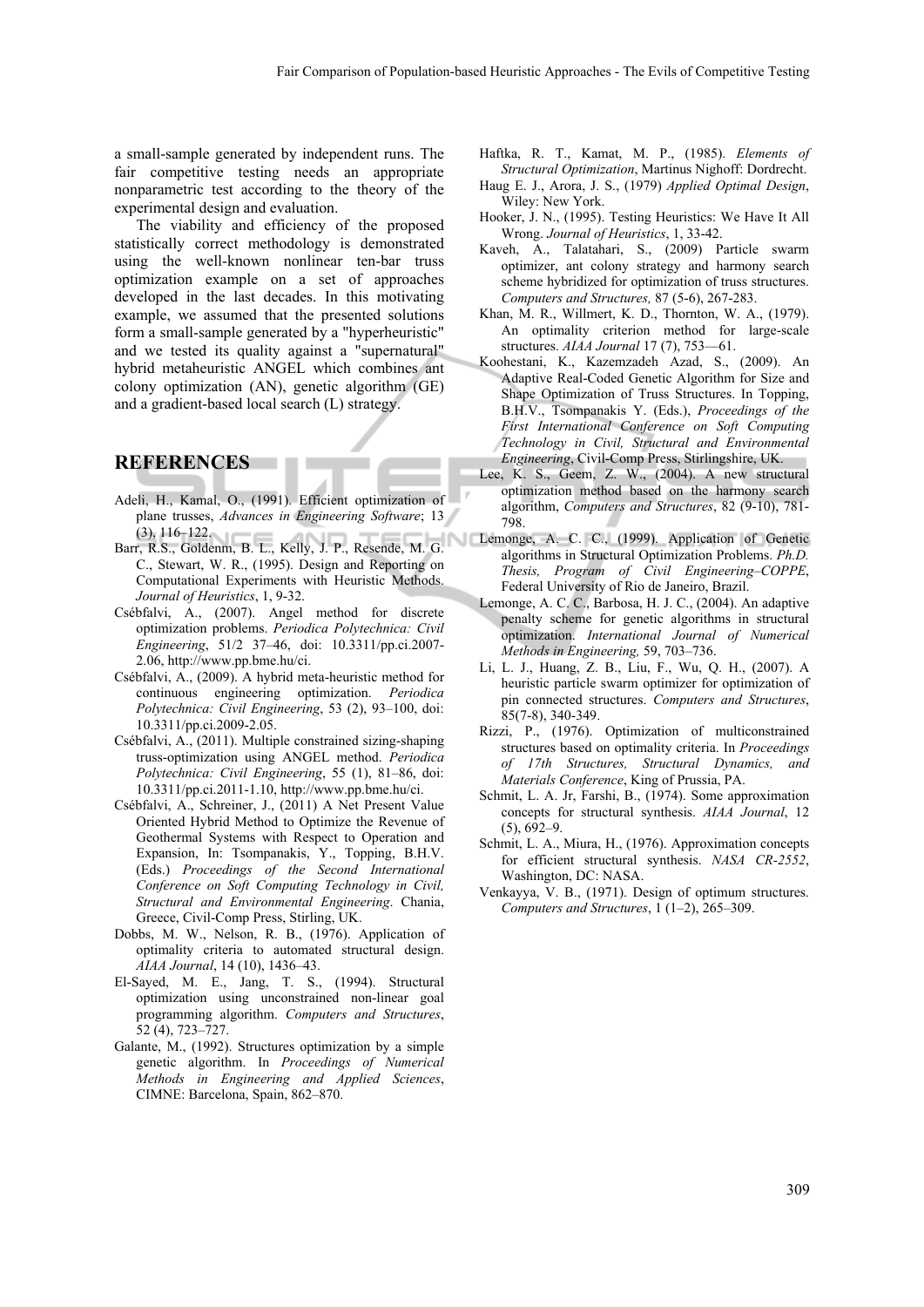a small-sample generated by independent runs. The fair competitive testing needs an appropriate nonparametric test according to the theory of the experimental design and evaluation.

The viability and efficiency of the proposed statistically correct methodology is demonstrated using the well-known nonlinear ten-bar truss optimization example on a set of approaches developed in the last decades. In this motivating example, we assumed that the presented solutions form a small-sample generated by a "hyperheuristic" and we tested its quality against a "supernatural" hybrid metaheuristic ANGEL which combines ant colony optimization (AN), genetic algorithm (GE) and a gradient-based local search (L) strategy.

## REFERENCES

Adeli, H., Kamal, O., (1991). Efficient optimization of plane trusses, *Advances in Engineering Software*; 13 (3), 116–122.

Barr, R.S., Goldenm, B. L., Kelly, J. P., Resende, M. G. C., Stewart, W. R., (1995). Design and Reporting on Computational Experiments with Heuristic Methods. *Journal of Heuristics*, 1, 9-32.

Csébfalvi, A., (2007). Angel method for discrete optimization problems. *Periodica Polytechnica: Civil Engineering*, 51/2 37–46, doi: 10.3311/pp.ci.2007-2.06, http://www.pp.bme.hu/ci.

Csébfalvi, A., (2009). A hybrid meta-heuristic method for continuous engineering optimization. *Periodica Polytechnica: Civil Engineering*, 53 (2), 93–100, doi: 10.3311/pp.ci.2009-2.05.

Csébfalvi, A., (2011). Multiple constrained sizing-shaping truss-optimization using ANGEL method. *Periodica Polytechnica: Civil Engineering*, 55 (1), 81–86, doi: 10.3311/pp.ci.2011-1.10, http://www.pp.bme.hu/ci.

Csébfalvi, A., Schreiner, J., (2011) A Net Present Value Oriented Hybrid Method to Optimize the Revenue of Geothermal Systems with Respect to Operation and Expansion, In: Tsompanakis, Y., Topping, B.H.V. (Eds.) *Proceedings of the Second International Conference on Soft Computing Technology in Civil, Structural and Environmental Engineering*. Chania, Greece, Civil-Comp Press, Stirling, UK.

Dobbs, M. W., Nelson, R. B., (1976). Application of optimality criteria to automated structural design. *AIAA Journal*, 14 (10), 1436–43.

El-Sayed, M. E., Jang, T. S., (1994). Structural optimization using unconstrained non-linear goal programming algorithm. *Computers and Structures*, 52 (4), 723–727.

Galante, M., (1992). Structures optimization by a simple genetic algorithm. In *Proceedings of Numerical Methods in Engineering and Applied Sciences*, CIMNE: Barcelona, Spain, 862–870.

Haftka, R. T., Kamat, M. P., (1985). *Elements of Structural Optimization*, Martinus Nighoff: Dordrecht.

Haug E. J., Arora, J. S., (1979) *Applied Optimal Design*, Wiley: New York.

Hooker, J. N., (1995). Testing Heuristics: We Have It All Wrong. *Journal of Heuristics*, 1, 33-42.

Kaveh, A., Talatahari, S., (2009) Particle swarm optimizer, ant colony strategy and harmony search scheme hybridized for optimization of truss structures. *Computers and Structures,* 87 (5-6), 267-283.

Khan, M. R., Willmert, K. D., Thornton, W. A., (1979). An optimality criterion method for large-scale structures. *AIAA Journal* 17 (7), 753—61.

Koohestani, K., Kazemzadeh Azad, S., (2009). An Adaptive Real-Coded Genetic Algorithm for Size and Shape Optimization of Truss Structures. In Topping, B.H.V., Tsompanakis Y. (Eds.), *Proceedings of the First International Conference on Soft Computing Technology in Civil, Structural and Environmental Engineering*, Civil-Comp Press, Stirlingshire, UK.

Lee, K. S., Geem, Z. W., (2004). A new structural optimization method based on the harmony search algorithm, *Computers and Structures*, 82 (9-10), 781-798.

Lemonge, A. C. C., (1999). Application of Genetic algorithms in Structural Optimization Problems. *Ph.D. Thesis, Program of Civil Engineering–COPPE*, Federal University of Rio de Janeiro, Brazil.

Lemonge, A. C. C., Barbosa, H. J. C., (2004). An adaptive penalty scheme for genetic algorithms in structural optimization. *International Journal of Numerical Methods in Engineering,* 59, 703–736.

Li, L. J., Huang, Z. B., Liu, F., Wu, Q. H., (2007). A heuristic particle swarm optimizer for optimization of pin connected structures. *Computers and Structures*, 85(7-8), 340-349.

Rizzi, P., (1976). Optimization of multiconstrained structures based on optimality criteria. In *Proceedings of 17th Structures, Structural Dynamics, and Materials Conference*, King of Prussia, PA.

Schmit, L. A. Jr, Farshi, B., (1974). Some approximation concepts for structural synthesis. *AIAA Journal*, 12 (5), 692–9.

Schmit, L. A., Miura, H., (1976). Approximation concepts for efficient structural synthesis. *NASA CR-2552*, Washington, DC: NASA.

Venkayya, V. B., (1971). Design of optimum structures. *Computers and Structures*, 1 (1–2), 265–309.